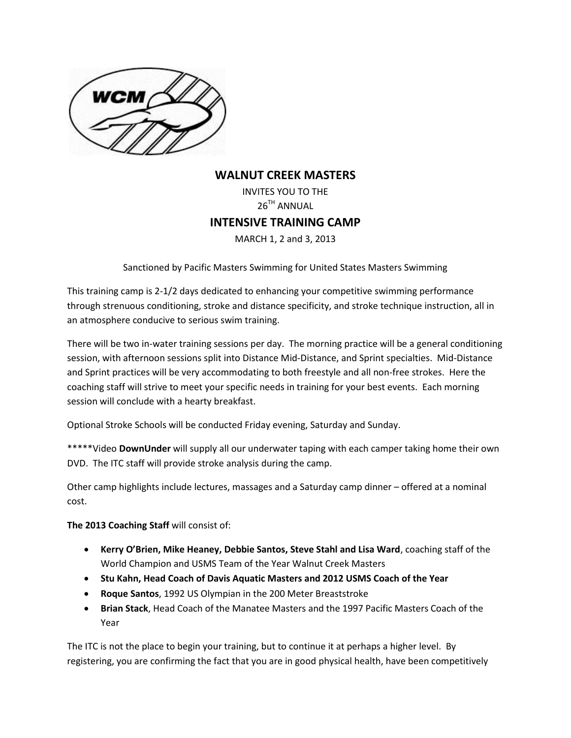# WALNUT CREEK MASTERS

INVITES YOU TO THE

26TH ANNUAL

# INTENSIVE TRAINING CAMP

MARCH 1, 2 and 3, 2013

Sanctioned by Pacific Masters Swimming for United States Masters Swimming

This training camp is 2-1/2 days dedicated to enhancing your competitive swimming performance through strenuous conditioning, stroke and distance specificity, and stroke technique instruction, all in an atmosphere conducive to serious swim training.

There will be two in-water training sessions per day. The morning practice will be a general conditioning session, with afternoon sessions split into Distance Mid-Distance, and Sprint specialties. Mid-Distance and Sprint practices will be very accommodating to both freestyle and all non-free strokes. Here the coaching staff will strive to meet your specific needs in training for your best events. Each morning session will conclude with a hearty breakfast.

Optional Stroke Schools will be conducted Friday evening, Saturday and Sunday.

*****Video **DownUnder** will supply all our underwater taping with each camper taking home their own DVD. The ITC staff will provide stroke analysis during the camp.

Other camp highlights include lectures, massages and a Saturday camp dinner – offered at a nominal cost.

**The 2013 Coaching Staff** will consist of:

- **Kerry O'Brien, Mike Heaney, Debbie Santos, Steve Stahl and Lisa Ward**, coaching staff of the World Champion and USMS Team of the Year Walnut Creek Masters
- **Stu Kahn, Head Coach of Davis Aquatic Masters and 2012 USMS Coach of the Year**
- **Roque Santos**, 1992 US Olympian in the 200 Meter Breaststroke
- **Brian Stack**, Head Coach of the Manatee Masters and the 1997 Pacific Masters Coach of the Year

The ITC is not the place to begin your training, but to continue it at perhaps a higher level. By registering, you are confirming the fact that you are in good physical health, have been competitively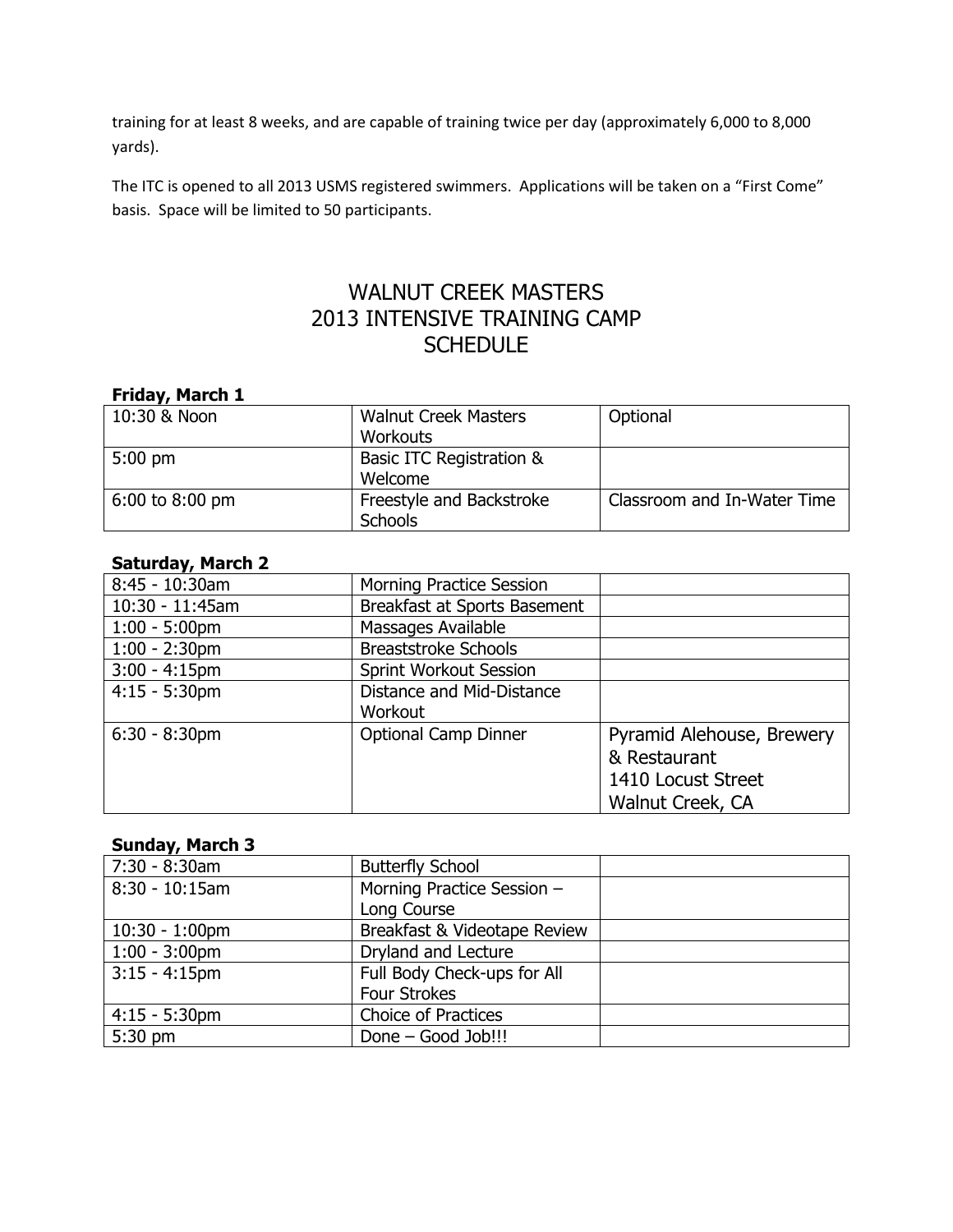training for at least 8 weeks, and are capable of training twice per day (approximately 6,000 to 8,000 yards).

The ITC is opened to all 2013 USMS registered swimmers. Applications will be taken on a "First Come" basis. Space will be limited to 50 participants.

# WALNUT CREEK MASTERS
# 2013 INTENSIVE TRAINING CAMP
# SCHEDULE

**Friday, March 1**

| | | |
|---|---|---|
| 10:30 & Noon | Walnut Creek Masters Workouts | Optional |
| 5:00 pm | Basic ITC Registration & Welcome | |
| 6:00 to 8:00 pm | Freestyle and Backstroke Schools | Classroom and In-Water Time |

**Saturday, March 2**

| | | |
|---|---|---|
| 8:45 - 10:30am | Morning Practice Session | |
| 10:30 - 11:45am | Breakfast at Sports Basement | |
| 1:00 - 5:00pm | Massages Available | |
| 1:00 - 2:30pm | Breaststroke Schools | |
| 3:00 - 4:15pm | Sprint Workout Session | |
| 4:15 - 5:30pm | Distance and Mid-Distance Workout | |
| 6:30 - 8:30pm | Optional Camp Dinner | Pyramid Alehouse, Brewery & Restaurant 1410 Locust Street Walnut Creek, CA |

**Sunday, March 3**

| | | |
|---|---|---|
| 7:30 - 8:30am | Butterfly School | |
| 8:30 - 10:15am | Morning Practice Session – Long Course | |
| 10:30 - 1:00pm | Breakfast & Videotape Review | |
| 1:00 - 3:00pm | Dryland and Lecture | |
| 3:15 - 4:15pm | Full Body Check-ups for All Four Strokes | |
| 4:15 - 5:30pm | Choice of Practices | |
| 5:30 pm | Done – Good Job!!! | |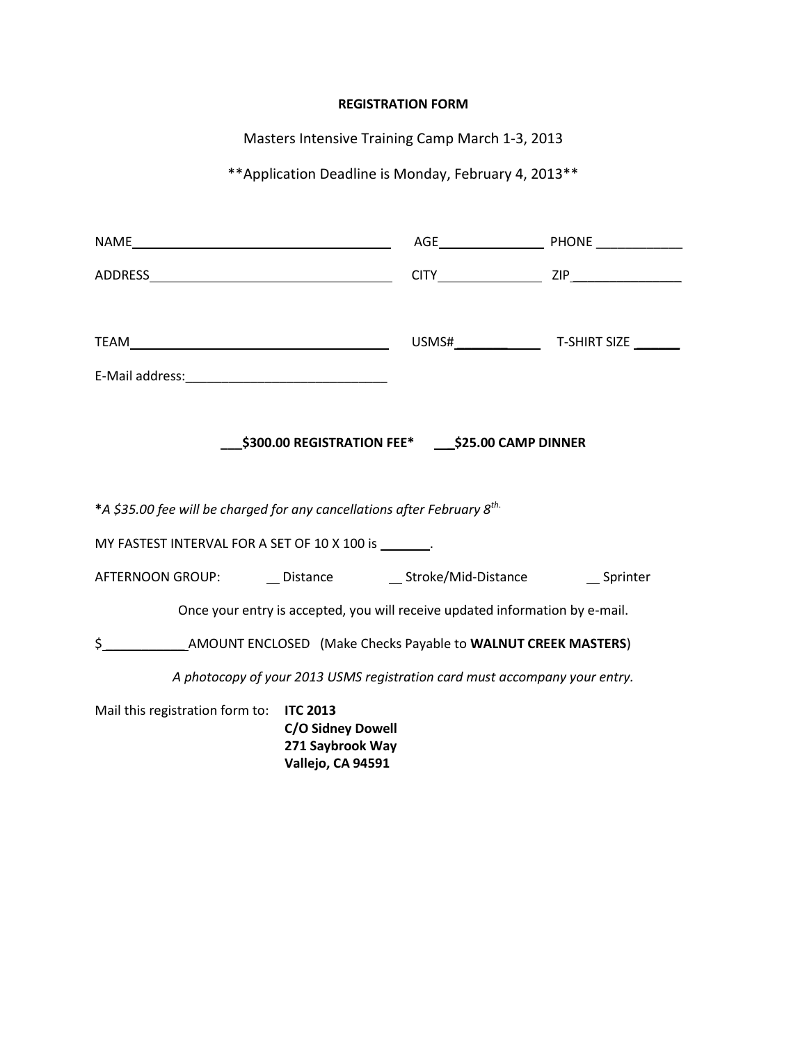**REGISTRATION FORM**

Masters Intensive Training Camp March 1-3, 2013

**Application Deadline is Monday, February 4, 2013**

NAME____________________________________ AGE______________ PHONE ___________

ADDRESS________________________________ CITY______________ ZIP_______________

TEAM___________________________________ USMS#____________ T-SHIRT SIZE ______

E-Mail address:____________________________

**___$300.00 REGISTRATION FEE*   ___$25.00 CAMP DINNER**

**\***_A $35.00 fee will be charged for any cancellations after February 8th._

MY FASTEST INTERVAL FOR A SET OF 10 X 100 is _______.

AFTERNOON GROUP: __ Distance __ Stroke/Mid-Distance __ Sprinter

Once your entry is accepted, you will receive updated information by e-mail.

$___________AMOUNT ENCLOSED (Make Checks Payable to **WALNUT CREEK MASTERS**)

_A photocopy of your 2013 USMS registration card must accompany your entry._

Mail this registration form to:

**ITC 2013**
**C/O Sidney Dowell**
**271 Saybrook Way**
**Vallejo, CA 94591**